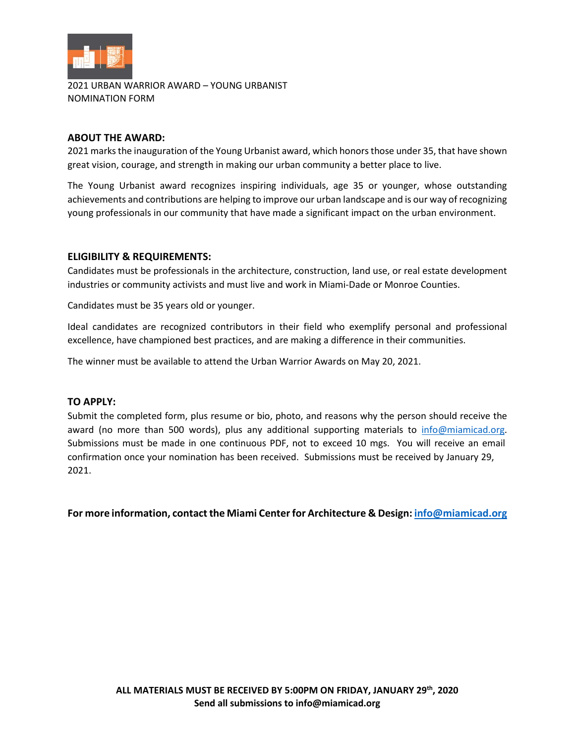2021 URBAN WARRIOR AWARD – YOUNG URBANIST
NOMINATION FORM

## ABOUT THE AWARD:

2021 marks the inauguration of the Young Urbanist award, which honors those under 35, that have shown great vision, courage, and strength in making our urban community a better place to live.

The Young Urbanist award recognizes inspiring individuals, age 35 or younger, whose outstanding achievements and contributions are helping to improve our urban landscape and is our way of recognizing young professionals in our community that have made a significant impact on the urban environment.

## ELIGIBILITY & REQUIREMENTS:

Candidates must be professionals in the architecture, construction, land use, or real estate development industries or community activists and must live and work in Miami-Dade or Monroe Counties.

Candidates must be 35 years old or younger.

Ideal candidates are recognized contributors in their field who exemplify personal and professional excellence, have championed best practices, and are making a difference in their communities.

The winner must be available to attend the Urban Warrior Awards on May 20, 2021.

## TO APPLY:

Submit the completed form, plus resume or bio, photo, and reasons why the person should receive the award (no more than 500 words), plus any additional supporting materials to info@miamicad.org. Submissions must be made in one continuous PDF, not to exceed 10 mgs. You will receive an email confirmation once your nomination has been received. Submissions must be received by January 29, 2021.

**For more information, contact the Miami Center for Architecture & Design: info@miamicad.org**

**ALL MATERIALS MUST BE RECEIVED BY 5:00PM ON FRIDAY, JANUARY 29th, 2020**
**Send all submissions to info@miamicad.org**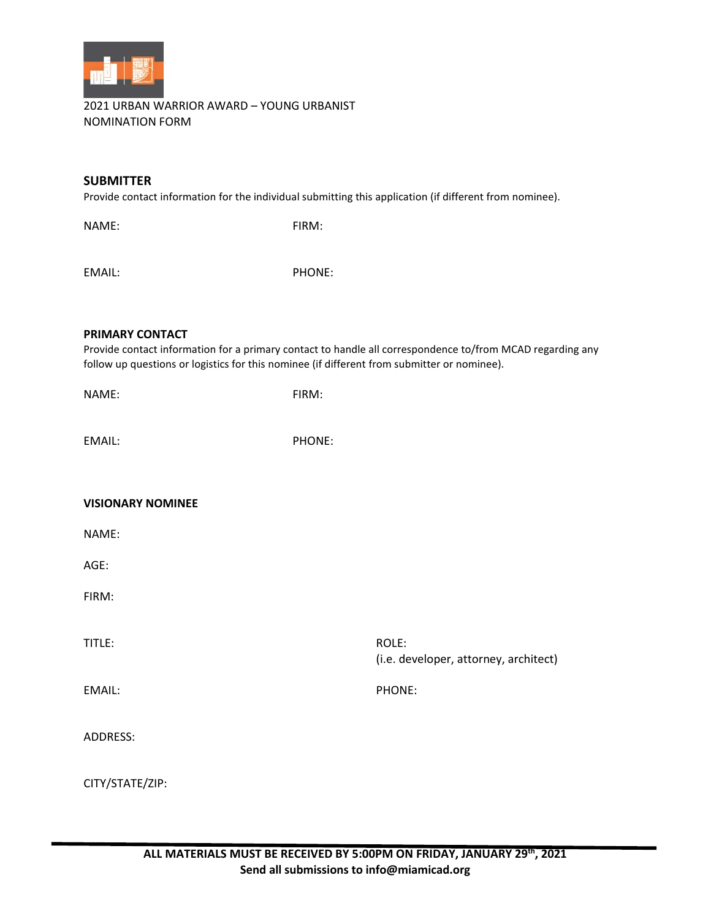2021 URBAN WARRIOR AWARD – YOUNG URBANIST
NOMINATION FORM

## SUBMITTER

Provide contact information for the individual submitting this application (if different from nominee).

NAME: FIRM:

EMAIL: PHONE:

## PRIMARY CONTACT

Provide contact information for a primary contact to handle all correspondence to/from MCAD regarding any follow up questions or logistics for this nominee (if different from submitter or nominee).

NAME: FIRM:

EMAIL: PHONE:

## VISIONARY NOMINEE

NAME:

AGE:

FIRM:

TITLE: ROLE:
(i.e. developer, attorney, architect)

EMAIL: PHONE:

ADDRESS:

CITY/STATE/ZIP:

**ALL MATERIALS MUST BE RECEIVED BY 5:00PM ON FRIDAY, JANUARY 29th, 2021**
**Send all submissions to info@miamicad.org**